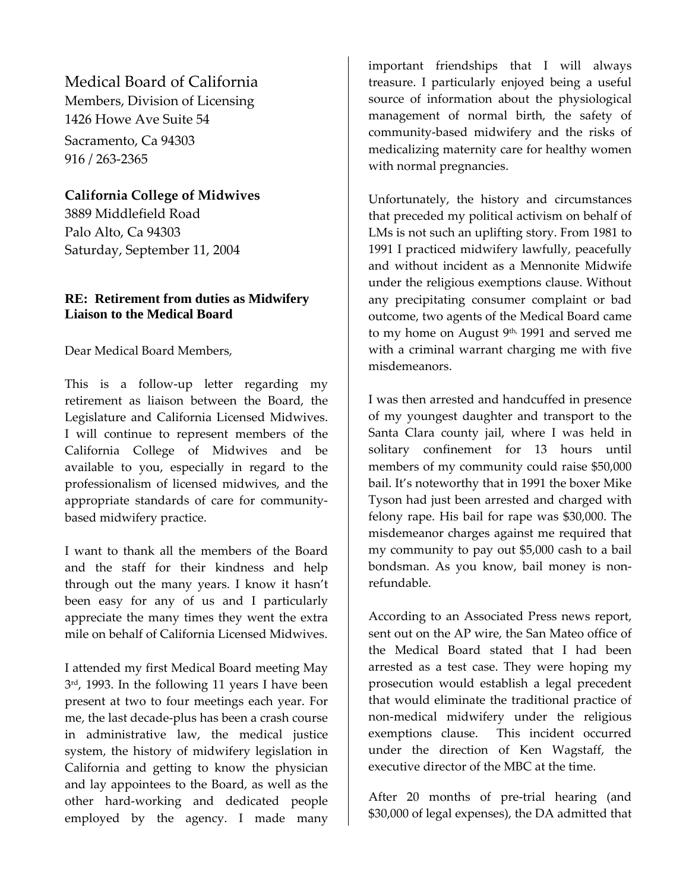Medical Board of California
Members, Division of Licensing
1426 Howe Ave Suite 54
Sacramento, Ca 94303
916 / 263-2365

**California College of Midwives**
3889 Middlefield Road
Palo Alto, Ca 94303
Saturday, September 11, 2004

**RE: Retirement from duties as Midwifery Liaison to the Medical Board**

Dear Medical Board Members,

This is a follow-up letter regarding my retirement as liaison between the Board, the Legislature and California Licensed Midwives. I will continue to represent members of the California College of Midwives and be available to you, especially in regard to the professionalism of licensed midwives, and the appropriate standards of care for community-based midwifery practice.

I want to thank all the members of the Board and the staff for their kindness and help through out the many years. I know it hasn't been easy for any of us and I particularly appreciate the many times they went the extra mile on behalf of California Licensed Midwives.

I attended my first Medical Board meeting May 3rd, 1993. In the following 11 years I have been present at two to four meetings each year. For me, the last decade-plus has been a crash course in administrative law, the medical justice system, the history of midwifery legislation in California and getting to know the physician and lay appointees to the Board, as well as the other hard-working and dedicated people employed by the agency. I made many important friendships that I will always treasure. I particularly enjoyed being a useful source of information about the physiological management of normal birth, the safety of community-based midwifery and the risks of medicalizing maternity care for healthy women with normal pregnancies.

Unfortunately, the history and circumstances that preceded my political activism on behalf of LMs is not such an uplifting story. From 1981 to 1991 I practiced midwifery lawfully, peacefully and without incident as a Mennonite Midwife under the religious exemptions clause. Without any precipitating consumer complaint or bad outcome, two agents of the Medical Board came to my home on August 9th, 1991 and served me with a criminal warrant charging me with five misdemeanors.

I was then arrested and handcuffed in presence of my youngest daughter and transport to the Santa Clara county jail, where I was held in solitary confinement for 13 hours until members of my community could raise $50,000 bail. It's noteworthy that in 1991 the boxer Mike Tyson had just been arrested and charged with felony rape. His bail for rape was $30,000. The misdemeanor charges against me required that my community to pay out $5,000 cash to a bail bondsman. As you know, bail money is non-refundable.

According to an Associated Press news report, sent out on the AP wire, the San Mateo office of the Medical Board stated that I had been arrested as a test case. They were hoping my prosecution would establish a legal precedent that would eliminate the traditional practice of non-medical midwifery under the religious exemptions clause. This incident occurred under the direction of Ken Wagstaff, the executive director of the MBC at the time.

After 20 months of pre-trial hearing (and $30,000 of legal expenses), the DA admitted that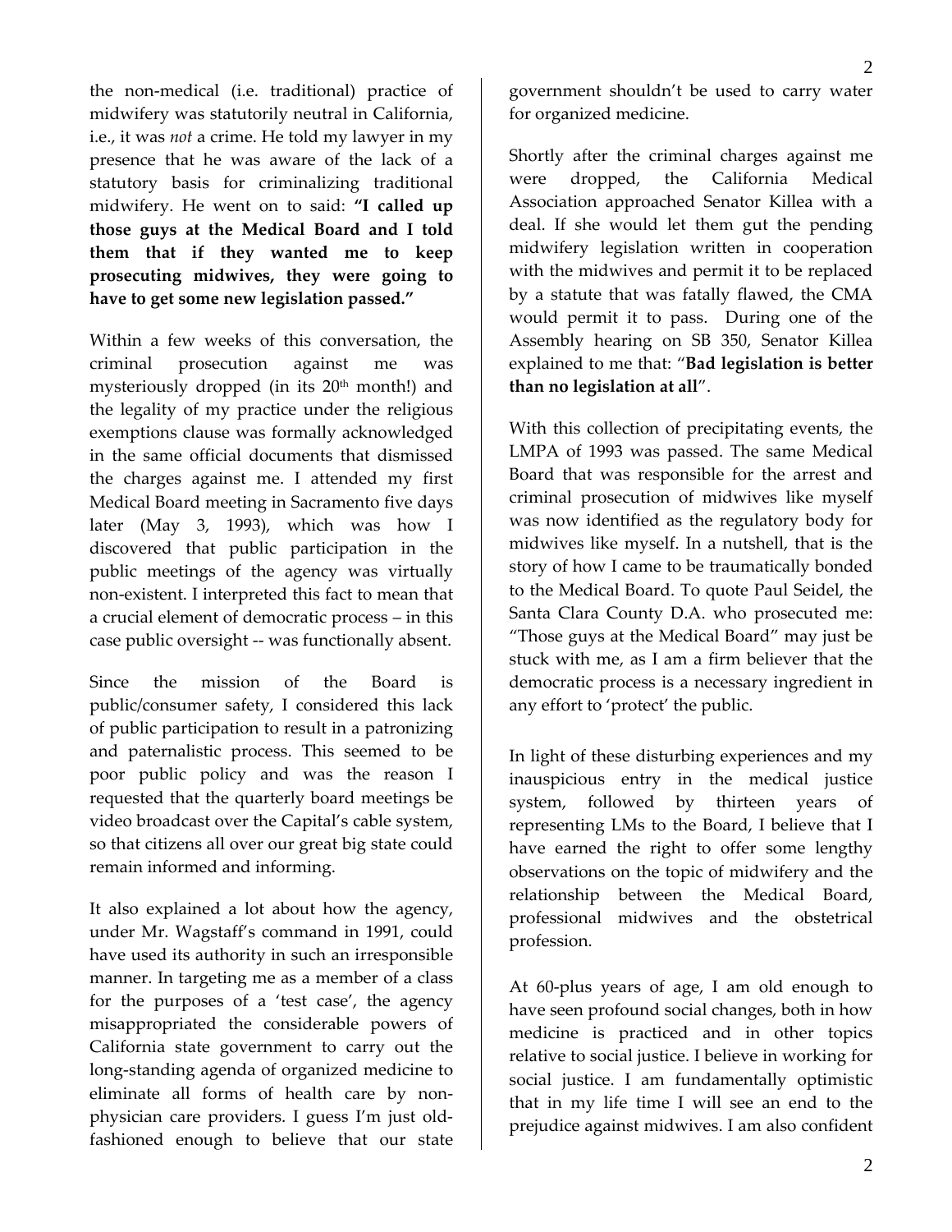the non-medical (i.e. traditional) practice of midwifery was statutorily neutral in California, i.e., it was *not* a crime. He told my lawyer in my presence that he was aware of the lack of a statutory basis for criminalizing traditional midwifery. He went on to said: **"I called up those guys at the Medical Board and I told them that if they wanted me to keep prosecuting midwives, they were going to have to get some new legislation passed."**

Within a few weeks of this conversation, the criminal prosecution against me was mysteriously dropped (in its 20th month!) and the legality of my practice under the religious exemptions clause was formally acknowledged in the same official documents that dismissed the charges against me. I attended my first Medical Board meeting in Sacramento five days later (May 3, 1993), which was how I discovered that public participation in the public meetings of the agency was virtually non-existent. I interpreted this fact to mean that a crucial element of democratic process – in this case public oversight -- was functionally absent.

Since the mission of the Board is public/consumer safety, I considered this lack of public participation to result in a patronizing and paternalistic process. This seemed to be poor public policy and was the reason I requested that the quarterly board meetings be video broadcast over the Capital's cable system, so that citizens all over our great big state could remain informed and informing.

It also explained a lot about how the agency, under Mr. Wagstaff's command in 1991, could have used its authority in such an irresponsible manner. In targeting me as a member of a class for the purposes of a 'test case', the agency misappropriated the considerable powers of California state government to carry out the long-standing agenda of organized medicine to eliminate all forms of health care by non-physician care providers. I guess I'm just old-fashioned enough to believe that our state government shouldn't be used to carry water for organized medicine.

Shortly after the criminal charges against me were dropped, the California Medical Association approached Senator Killea with a deal. If she would let them gut the pending midwifery legislation written in cooperation with the midwives and permit it to be replaced by a statute that was fatally flawed, the CMA would permit it to pass. During one of the Assembly hearing on SB 350, Senator Killea explained to me that: "**Bad legislation is better than no legislation at all**".

With this collection of precipitating events, the LMPA of 1993 was passed. The same Medical Board that was responsible for the arrest and criminal prosecution of midwives like myself was now identified as the regulatory body for midwives like myself. In a nutshell, that is the story of how I came to be traumatically bonded to the Medical Board. To quote Paul Seidel, the Santa Clara County D.A. who prosecuted me: "Those guys at the Medical Board" may just be stuck with me, as I am a firm believer that the democratic process is a necessary ingredient in any effort to 'protect' the public.

In light of these disturbing experiences and my inauspicious entry in the medical justice system, followed by thirteen years of representing LMs to the Board, I believe that I have earned the right to offer some lengthy observations on the topic of midwifery and the relationship between the Medical Board, professional midwives and the obstetrical profession.

At 60-plus years of age, I am old enough to have seen profound social changes, both in how medicine is practiced and in other topics relative to social justice. I believe in working for social justice. I am fundamentally optimistic that in my life time I will see an end to the prejudice against midwives. I am also confident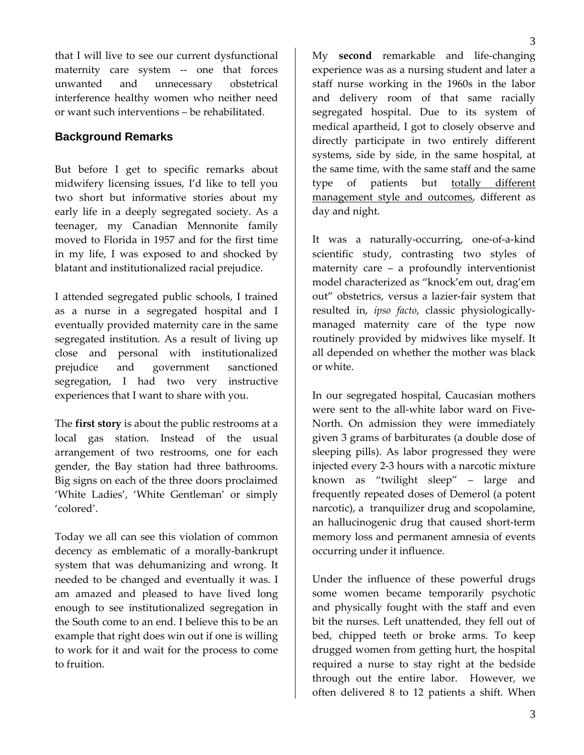that I will live to see our current dysfunctional maternity care system -- one that forces unwanted and unnecessary obstetrical interference healthy women who neither need or want such interventions – be rehabilitated.

## Background Remarks

But before I get to specific remarks about midwifery licensing issues, I'd like to tell you two short but informative stories about my early life in a deeply segregated society. As a teenager, my Canadian Mennonite family moved to Florida in 1957 and for the first time in my life, I was exposed to and shocked by blatant and institutionalized racial prejudice.

I attended segregated public schools, I trained as a nurse in a segregated hospital and I eventually provided maternity care in the same segregated institution. As a result of living up close and personal with institutionalized prejudice and government sanctioned segregation, I had two very instructive experiences that I want to share with you.

The **first story** is about the public restrooms at a local gas station. Instead of the usual arrangement of two restrooms, one for each gender, the Bay station had three bathrooms. Big signs on each of the three doors proclaimed 'White Ladies', 'White Gentleman' or simply 'colored'.

Today we all can see this violation of common decency as emblematic of a morally-bankrupt system that was dehumanizing and wrong. It needed to be changed and eventually it was. I am amazed and pleased to have lived long enough to see institutionalized segregation in the South come to an end. I believe this to be an example that right does win out if one is willing to work for it and wait for the process to come to fruition.

My **second** remarkable and life-changing experience was as a nursing student and later a staff nurse working in the 1960s in the labor and delivery room of that same racially segregated hospital. Due to its system of medical apartheid, I got to closely observe and directly participate in two entirely different systems, side by side, in the same hospital, at the same time, with the same staff and the same type of patients but <u>totally different management style and outcomes</u>, different as day and night.

It was a naturally-occurring, one-of-a-kind scientific study, contrasting two styles of maternity care – a profoundly interventionist model characterized as "knock'em out, drag'em out" obstetrics, versus a lazier-fair system that resulted in, *ipso facto*, classic physiologically-managed maternity care of the type now routinely provided by midwives like myself. It all depended on whether the mother was black or white.

In our segregated hospital, Caucasian mothers were sent to the all-white labor ward on Five-North. On admission they were immediately given 3 grams of barbiturates (a double dose of sleeping pills). As labor progressed they were injected every 2-3 hours with a narcotic mixture known as "twilight sleep" – large and frequently repeated doses of Demerol (a potent narcotic), a tranquilizer drug and scopolamine, an hallucinogenic drug that caused short-term memory loss and permanent amnesia of events occurring under it influence.

Under the influence of these powerful drugs some women became temporarily psychotic and physically fought with the staff and even bit the nurses. Left unattended, they fell out of bed, chipped teeth or broke arms. To keep drugged women from getting hurt, the hospital required a nurse to stay right at the bedside through out the entire labor. However, we often delivered 8 to 12 patients a shift. When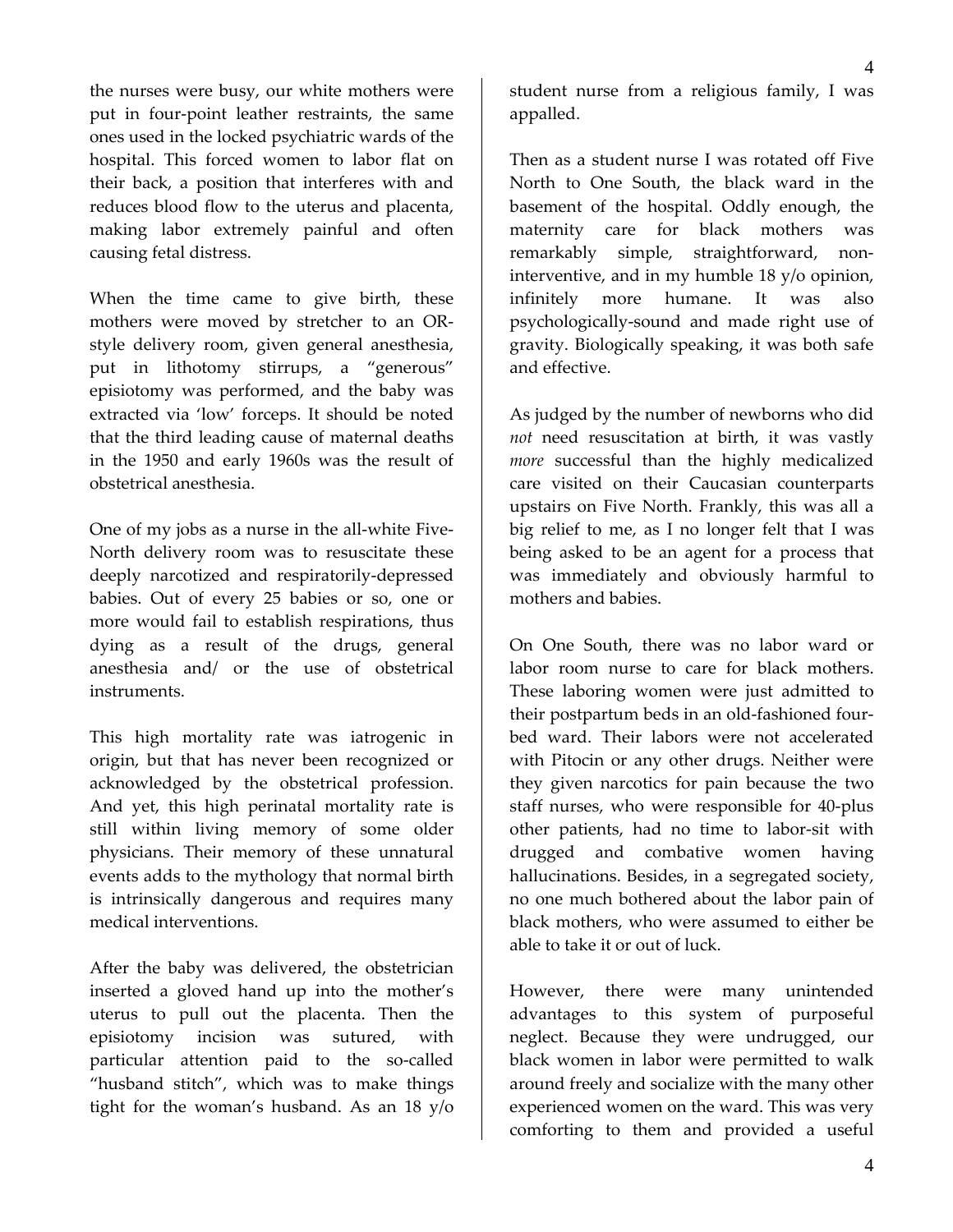the nurses were busy, our white mothers were put in four-point leather restraints, the same ones used in the locked psychiatric wards of the hospital. This forced women to labor flat on their back, a position that interferes with and reduces blood flow to the uterus and placenta, making labor extremely painful and often causing fetal distress.

When the time came to give birth, these mothers were moved by stretcher to an OR-style delivery room, given general anesthesia, put in lithotomy stirrups, a "generous" episiotomy was performed, and the baby was extracted via 'low' forceps. It should be noted that the third leading cause of maternal deaths in the 1950 and early 1960s was the result of obstetrical anesthesia.

One of my jobs as a nurse in the all-white Five-North delivery room was to resuscitate these deeply narcotized and respiratorily-depressed babies. Out of every 25 babies or so, one or more would fail to establish respirations, thus dying as a result of the drugs, general anesthesia and/ or the use of obstetrical instruments.

This high mortality rate was iatrogenic in origin, but that has never been recognized or acknowledged by the obstetrical profession. And yet, this high perinatal mortality rate is still within living memory of some older physicians. Their memory of these unnatural events adds to the mythology that normal birth is intrinsically dangerous and requires many medical interventions.

After the baby was delivered, the obstetrician inserted a gloved hand up into the mother's uterus to pull out the placenta. Then the episiotomy incision was sutured, with particular attention paid to the so-called "husband stitch", which was to make things tight for the woman's husband. As an 18 y/o student nurse from a religious family, I was appalled.

Then as a student nurse I was rotated off Five North to One South, the black ward in the basement of the hospital. Oddly enough, the maternity care for black mothers was remarkably simple, straightforward, non-interventive, and in my humble 18 y/o opinion, infinitely more humane. It was also psychologically-sound and made right use of gravity. Biologically speaking, it was both safe and effective.

As judged by the number of newborns who did *not* need resuscitation at birth, it was vastly *more* successful than the highly medicalized care visited on their Caucasian counterparts upstairs on Five North. Frankly, this was all a big relief to me, as I no longer felt that I was being asked to be an agent for a process that was immediately and obviously harmful to mothers and babies.

On One South, there was no labor ward or labor room nurse to care for black mothers. These laboring women were just admitted to their postpartum beds in an old-fashioned four-bed ward. Their labors were not accelerated with Pitocin or any other drugs. Neither were they given narcotics for pain because the two staff nurses, who were responsible for 40-plus other patients, had no time to labor-sit with drugged and combative women having hallucinations. Besides, in a segregated society, no one much bothered about the labor pain of black mothers, who were assumed to either be able to take it or out of luck.

However, there were many unintended advantages to this system of purposeful neglect. Because they were undrugged, our black women in labor were permitted to walk around freely and socialize with the many other experienced women on the ward. This was very comforting to them and provided a useful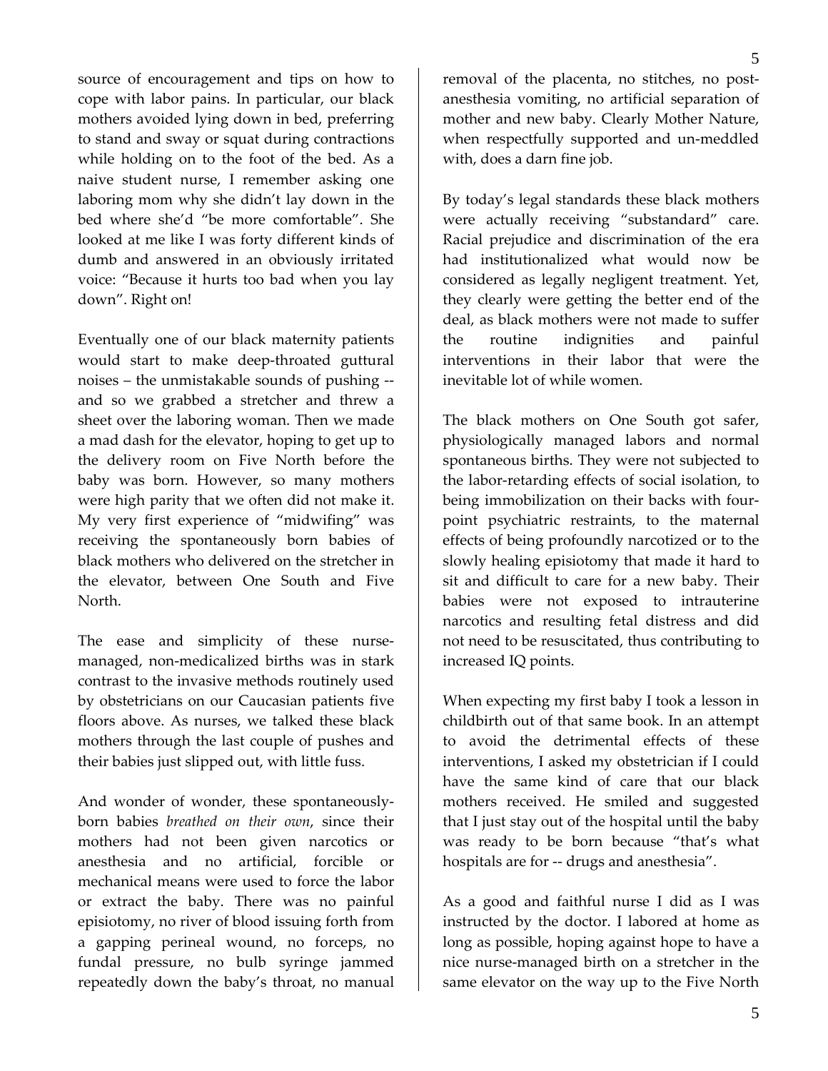source of encouragement and tips on how to cope with labor pains. In particular, our black mothers avoided lying down in bed, preferring to stand and sway or squat during contractions while holding on to the foot of the bed. As a naive student nurse, I remember asking one laboring mom why she didn't lay down in the bed where she'd "be more comfortable". She looked at me like I was forty different kinds of dumb and answered in an obviously irritated voice: "Because it hurts too bad when you lay down". Right on!

Eventually one of our black maternity patients would start to make deep-throated guttural noises – the unmistakable sounds of pushing -- and so we grabbed a stretcher and threw a sheet over the laboring woman. Then we made a mad dash for the elevator, hoping to get up to the delivery room on Five North before the baby was born. However, so many mothers were high parity that we often did not make it. My very first experience of "midwifing" was receiving the spontaneously born babies of black mothers who delivered on the stretcher in the elevator, between One South and Five North.

The ease and simplicity of these nurse-managed, non-medicalized births was in stark contrast to the invasive methods routinely used by obstetricians on our Caucasian patients five floors above. As nurses, we talked these black mothers through the last couple of pushes and their babies just slipped out, with little fuss.

And wonder of wonder, these spontaneously-born babies *breathed on their own*, since their mothers had not been given narcotics or anesthesia and no artificial, forcible or mechanical means were used to force the labor or extract the baby. There was no painful episiotomy, no river of blood issuing forth from a gapping perineal wound, no forceps, no fundal pressure, no bulb syringe jammed repeatedly down the baby's throat, no manual removal of the placenta, no stitches, no post-anesthesia vomiting, no artificial separation of mother and new baby. Clearly Mother Nature, when respectfully supported and un-meddled with, does a darn fine job.

By today's legal standards these black mothers were actually receiving "substandard" care. Racial prejudice and discrimination of the era had institutionalized what would now be considered as legally negligent treatment. Yet, they clearly were getting the better end of the deal, as black mothers were not made to suffer the routine indignities and painful interventions in their labor that were the inevitable lot of while women.

The black mothers on One South got safer, physiologically managed labors and normal spontaneous births. They were not subjected to the labor-retarding effects of social isolation, to being immobilization on their backs with four-point psychiatric restraints, to the maternal effects of being profoundly narcotized or to the slowly healing episiotomy that made it hard to sit and difficult to care for a new baby. Their babies were not exposed to intrauterine narcotics and resulting fetal distress and did not need to be resuscitated, thus contributing to increased IQ points.

When expecting my first baby I took a lesson in childbirth out of that same book. In an attempt to avoid the detrimental effects of these interventions, I asked my obstetrician if I could have the same kind of care that our black mothers received. He smiled and suggested that I just stay out of the hospital until the baby was ready to be born because "that's what hospitals are for -- drugs and anesthesia".

As a good and faithful nurse I did as I was instructed by the doctor. I labored at home as long as possible, hoping against hope to have a nice nurse-managed birth on a stretcher in the same elevator on the way up to the Five North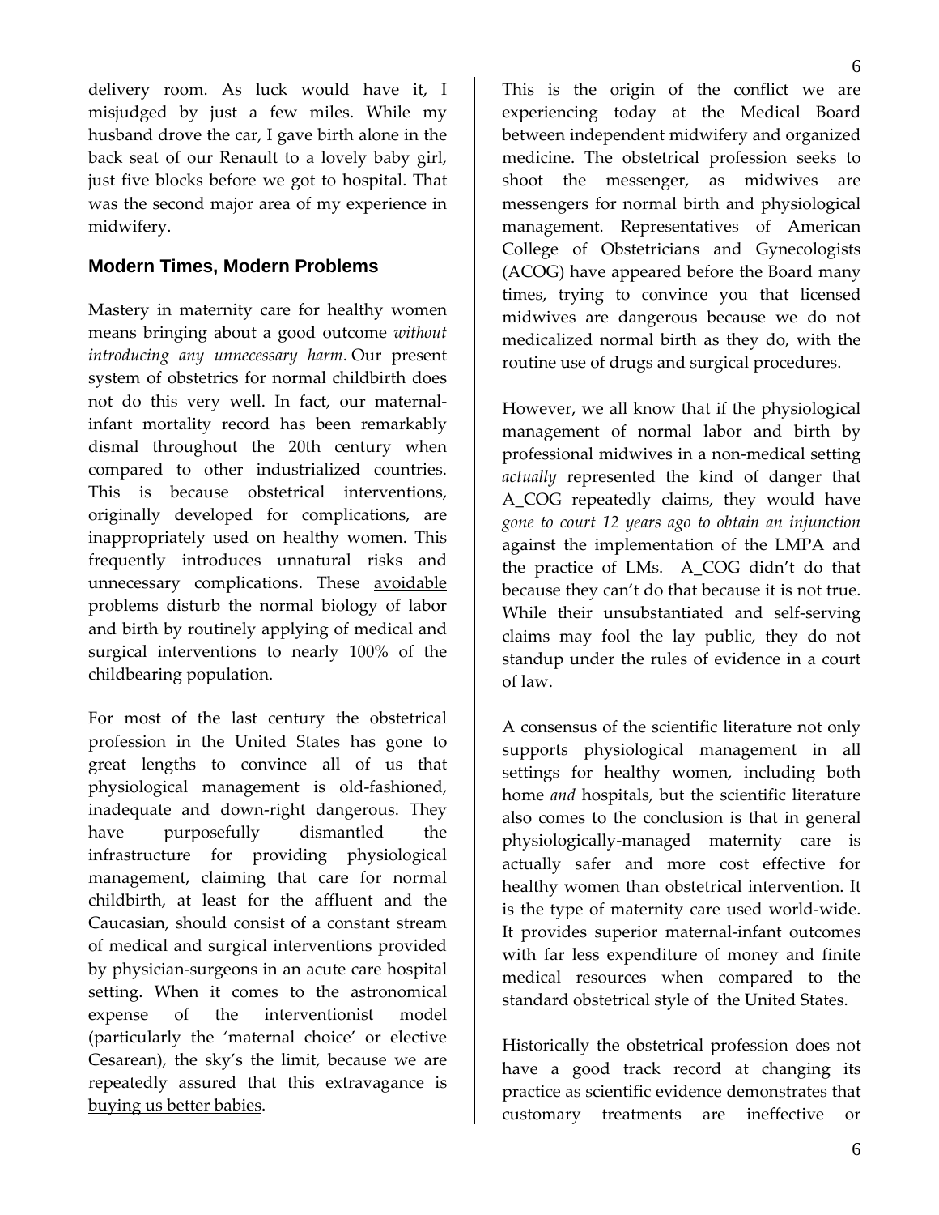delivery room. As luck would have it, I misjudged by just a few miles. While my husband drove the car, I gave birth alone in the back seat of our Renault to a lovely baby girl, just five blocks before we got to hospital. That was the second major area of my experience in midwifery.

## Modern Times, Modern Problems

Mastery in maternity care for healthy women means bringing about a good outcome *without introducing any unnecessary harm*. Our present system of obstetrics for normal childbirth does not do this very well. In fact, our maternal-infant mortality record has been remarkably dismal throughout the 20th century when compared to other industrialized countries. This is because obstetrical interventions, originally developed for complications, are inappropriately used on healthy women. This frequently introduces unnatural risks and unnecessary complications. These <u>avoidable</u> problems disturb the normal biology of labor and birth by routinely applying of medical and surgical interventions to nearly 100% of the childbearing population.

For most of the last century the obstetrical profession in the United States has gone to great lengths to convince all of us that physiological management is old-fashioned, inadequate and down-right dangerous. They have purposefully dismantled the infrastructure for providing physiological management, claiming that care for normal childbirth, at least for the affluent and the Caucasian, should consist of a constant stream of medical and surgical interventions provided by physician-surgeons in an acute care hospital setting. When it comes to the astronomical expense of the interventionist model (particularly the 'maternal choice' or elective Cesarean), the sky's the limit, because we are repeatedly assured that this extravagance is <u>buying us better babies</u>.

This is the origin of the conflict we are experiencing today at the Medical Board between independent midwifery and organized medicine. The obstetrical profession seeks to shoot the messenger, as midwives are messengers for normal birth and physiological management. Representatives of American College of Obstetricians and Gynecologists (ACOG) have appeared before the Board many times, trying to convince you that licensed midwives are dangerous because we do not medicalized normal birth as they do, with the routine use of drugs and surgical procedures.

However, we all know that if the physiological management of normal labor and birth by professional midwives in a non-medical setting *actually* represented the kind of danger that A_COG repeatedly claims, they would have *gone to court 12 years ago to obtain an injunction* against the implementation of the LMPA and the practice of LMs. A_COG didn't do that because they can't do that because it is not true. While their unsubstantiated and self-serving claims may fool the lay public, they do not standup under the rules of evidence in a court of law.

A consensus of the scientific literature not only supports physiological management in all settings for healthy women, including both home *and* hospitals, but the scientific literature also comes to the conclusion is that in general physiologically-managed maternity care is actually safer and more cost effective for healthy women than obstetrical intervention. It is the type of maternity care used world-wide. It provides superior maternal-infant outcomes with far less expenditure of money and finite medical resources when compared to the standard obstetrical style of the United States.

Historically the obstetrical profession does not have a good track record at changing its practice as scientific evidence demonstrates that customary treatments are ineffective or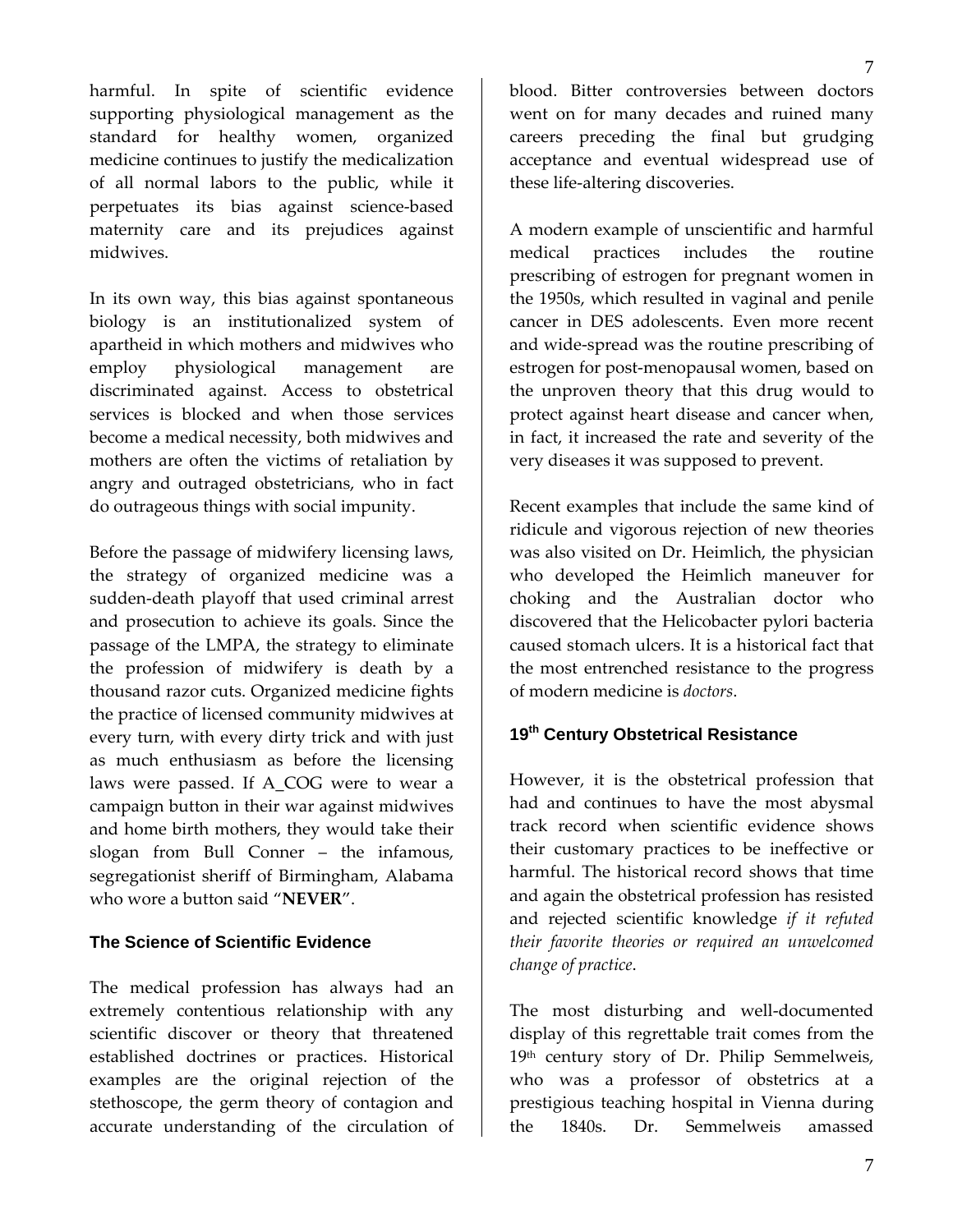harmful. In spite of scientific evidence supporting physiological management as the standard for healthy women, organized medicine continues to justify the medicalization of all normal labors to the public, while it perpetuates its bias against science-based maternity care and its prejudices against midwives.

In its own way, this bias against spontaneous biology is an institutionalized system of apartheid in which mothers and midwives who employ physiological management are discriminated against. Access to obstetrical services is blocked and when those services become a medical necessity, both midwives and mothers are often the victims of retaliation by angry and outraged obstetricians, who in fact do outrageous things with social impunity.

Before the passage of midwifery licensing laws, the strategy of organized medicine was a sudden-death playoff that used criminal arrest and prosecution to achieve its goals. Since the passage of the LMPA, the strategy to eliminate the profession of midwifery is death by a thousand razor cuts. Organized medicine fights the practice of licensed community midwives at every turn, with every dirty trick and with just as much enthusiasm as before the licensing laws were passed. If A_COG were to wear a campaign button in their war against midwives and home birth mothers, they would take their slogan from Bull Conner – the infamous, segregationist sheriff of Birmingham, Alabama who wore a button said "**NEVER**".

### The Science of Scientific Evidence

The medical profession has always had an extremely contentious relationship with any scientific discover or theory that threatened established doctrines or practices. Historical examples are the original rejection of the stethoscope, the germ theory of contagion and accurate understanding of the circulation of blood. Bitter controversies between doctors went on for many decades and ruined many careers preceding the final but grudging acceptance and eventual widespread use of these life-altering discoveries.

A modern example of unscientific and harmful medical practices includes the routine prescribing of estrogen for pregnant women in the 1950s, which resulted in vaginal and penile cancer in DES adolescents. Even more recent and wide-spread was the routine prescribing of estrogen for post-menopausal women, based on the unproven theory that this drug would to protect against heart disease and cancer when, in fact, it increased the rate and severity of the very diseases it was supposed to prevent.

Recent examples that include the same kind of ridicule and vigorous rejection of new theories was also visited on Dr. Heimlich, the physician who developed the Heimlich maneuver for choking and the Australian doctor who discovered that the Helicobacter pylori bacteria caused stomach ulcers. It is a historical fact that the most entrenched resistance to the progress of modern medicine is *doctors*.

### 19th Century Obstetrical Resistance

However, it is the obstetrical profession that had and continues to have the most abysmal track record when scientific evidence shows their customary practices to be ineffective or harmful. The historical record shows that time and again the obstetrical profession has resisted and rejected scientific knowledge *if it refuted their favorite theories or required an unwelcomed change of practice*.

The most disturbing and well-documented display of this regrettable trait comes from the 19th century story of Dr. Philip Semmelweis, who was a professor of obstetrics at a prestigious teaching hospital in Vienna during the 1840s. Dr. Semmelweis amassed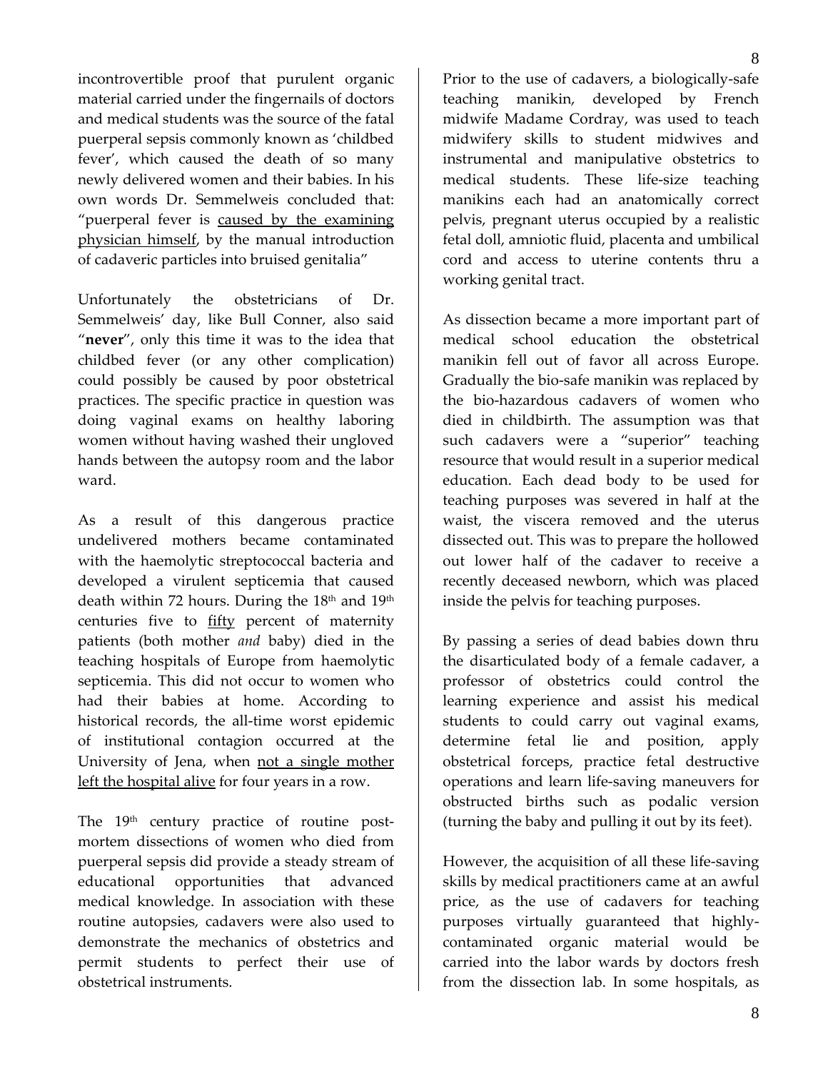incontrovertible proof that purulent organic material carried under the fingernails of doctors and medical students was the source of the fatal puerperal sepsis commonly known as 'childbed fever', which caused the death of so many newly delivered women and their babies. In his own words Dr. Semmelweis concluded that: "puerperal fever is <u>caused by the examining physician himself</u>, by the manual introduction of cadaveric particles into bruised genitalia"

Unfortunately the obstetricians of Dr. Semmelweis' day, like Bull Conner, also said "**never**", only this time it was to the idea that childbed fever (or any other complication) could possibly be caused by poor obstetrical practices. The specific practice in question was doing vaginal exams on healthy laboring women without having washed their ungloved hands between the autopsy room and the labor ward.

As a result of this dangerous practice undelivered mothers became contaminated with the haemolytic streptococcal bacteria and developed a virulent septicemia that caused death within 72 hours. During the 18th and 19th centuries five to <u>fifty</u> percent of maternity patients (both mother *and* baby) died in the teaching hospitals of Europe from haemolytic septicemia. This did not occur to women who had their babies at home. According to historical records, the all-time worst epidemic of institutional contagion occurred at the University of Jena, when <u>not a single mother left the hospital alive</u> for four years in a row.

The 19th century practice of routine post-mortem dissections of women who died from puerperal sepsis did provide a steady stream of educational opportunities that advanced medical knowledge. In association with these routine autopsies, cadavers were also used to demonstrate the mechanics of obstetrics and permit students to perfect their use of obstetrical instruments.

Prior to the use of cadavers, a biologically-safe teaching manikin, developed by French midwife Madame Cordray, was used to teach midwifery skills to student midwives and instrumental and manipulative obstetrics to medical students. These life-size teaching manikins each had an anatomically correct pelvis, pregnant uterus occupied by a realistic fetal doll, amniotic fluid, placenta and umbilical cord and access to uterine contents thru a working genital tract.

As dissection became a more important part of medical school education the obstetrical manikin fell out of favor all across Europe. Gradually the bio-safe manikin was replaced by the bio-hazardous cadavers of women who died in childbirth. The assumption was that such cadavers were a "superior" teaching resource that would result in a superior medical education. Each dead body to be used for teaching purposes was severed in half at the waist, the viscera removed and the uterus dissected out. This was to prepare the hollowed out lower half of the cadaver to receive a recently deceased newborn, which was placed inside the pelvis for teaching purposes.

By passing a series of dead babies down thru the disarticulated body of a female cadaver, a professor of obstetrics could control the learning experience and assist his medical students to could carry out vaginal exams, determine fetal lie and position, apply obstetrical forceps, practice fetal destructive operations and learn life-saving maneuvers for obstructed births such as podalic version (turning the baby and pulling it out by its feet).

However, the acquisition of all these life-saving skills by medical practitioners came at an awful price, as the use of cadavers for teaching purposes virtually guaranteed that highly-contaminated organic material would be carried into the labor wards by doctors fresh from the dissection lab. In some hospitals, as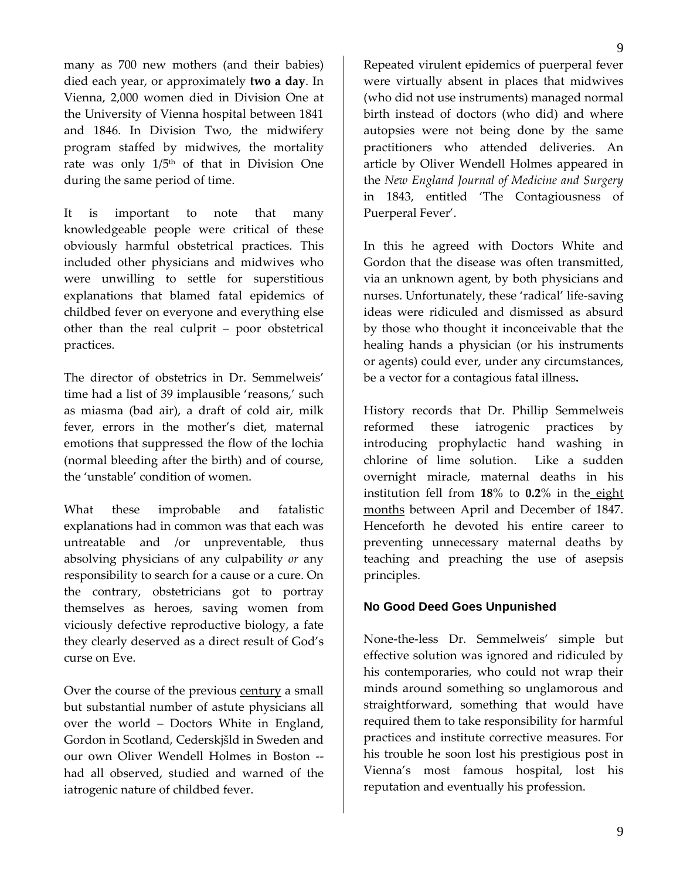many as 700 new mothers (and their babies) died each year, or approximately **two a day**. In Vienna, 2,000 women died in Division One at the University of Vienna hospital between 1841 and 1846. In Division Two, the midwifery program staffed by midwives, the mortality rate was only 1/5th of that in Division One during the same period of time.

It is important to note that many knowledgeable people were critical of these obviously harmful obstetrical practices. This included other physicians and midwives who were unwilling to settle for superstitious explanations that blamed fatal epidemics of childbed fever on everyone and everything else other than the real culprit – poor obstetrical practices.

The director of obstetrics in Dr. Semmelweis' time had a list of 39 implausible 'reasons,' such as miasma (bad air), a draft of cold air, milk fever, errors in the mother's diet, maternal emotions that suppressed the flow of the lochia (normal bleeding after the birth) and of course, the 'unstable' condition of women.

What these improbable and fatalistic explanations had in common was that each was untreatable and /or unpreventable, thus absolving physicians of any culpability *or* any responsibility to search for a cause or a cure. On the contrary, obstetricians got to portray themselves as heroes, saving women from viciously defective reproductive biology, a fate they clearly deserved as a direct result of God's curse on Eve.

Over the course of the previous century a small but substantial number of astute physicians all over the world – Doctors White in England, Gordon in Scotland, Cederskjšld in Sweden and our own Oliver Wendell Holmes in Boston -- had all observed, studied and warned of the iatrogenic nature of childbed fever.

Repeated virulent epidemics of puerperal fever were virtually absent in places that midwives (who did not use instruments) managed normal birth instead of doctors (who did) and where autopsies were not being done by the same practitioners who attended deliveries. An article by Oliver Wendell Holmes appeared in the *New England Journal of Medicine and Surgery* in 1843, entitled 'The Contagiousness of Puerperal Fever'.

In this he agreed with Doctors White and Gordon that the disease was often transmitted, via an unknown agent, by both physicians and nurses. Unfortunately, these 'radical' life-saving ideas were ridiculed and dismissed as absurd by those who thought it inconceivable that the healing hands a physician (or his instruments or agents) could ever, under any circumstances, be a vector for a contagious fatal illness**.**

History records that Dr. Phillip Semmelweis reformed these iatrogenic practices by introducing prophylactic hand washing in chlorine of lime solution. Like a sudden overnight miracle, maternal deaths in his institution fell from **18**% to **0.2**% in the eight months between April and December of 1847. Henceforth he devoted his entire career to preventing unnecessary maternal deaths by teaching and preaching the use of asepsis principles.

### No Good Deed Goes Unpunished

None-the-less Dr. Semmelweis' simple but effective solution was ignored and ridiculed by his contemporaries, who could not wrap their minds around something so unglamorous and straightforward, something that would have required them to take responsibility for harmful practices and institute corrective measures. For his trouble he soon lost his prestigious post in Vienna's most famous hospital, lost his reputation and eventually his profession.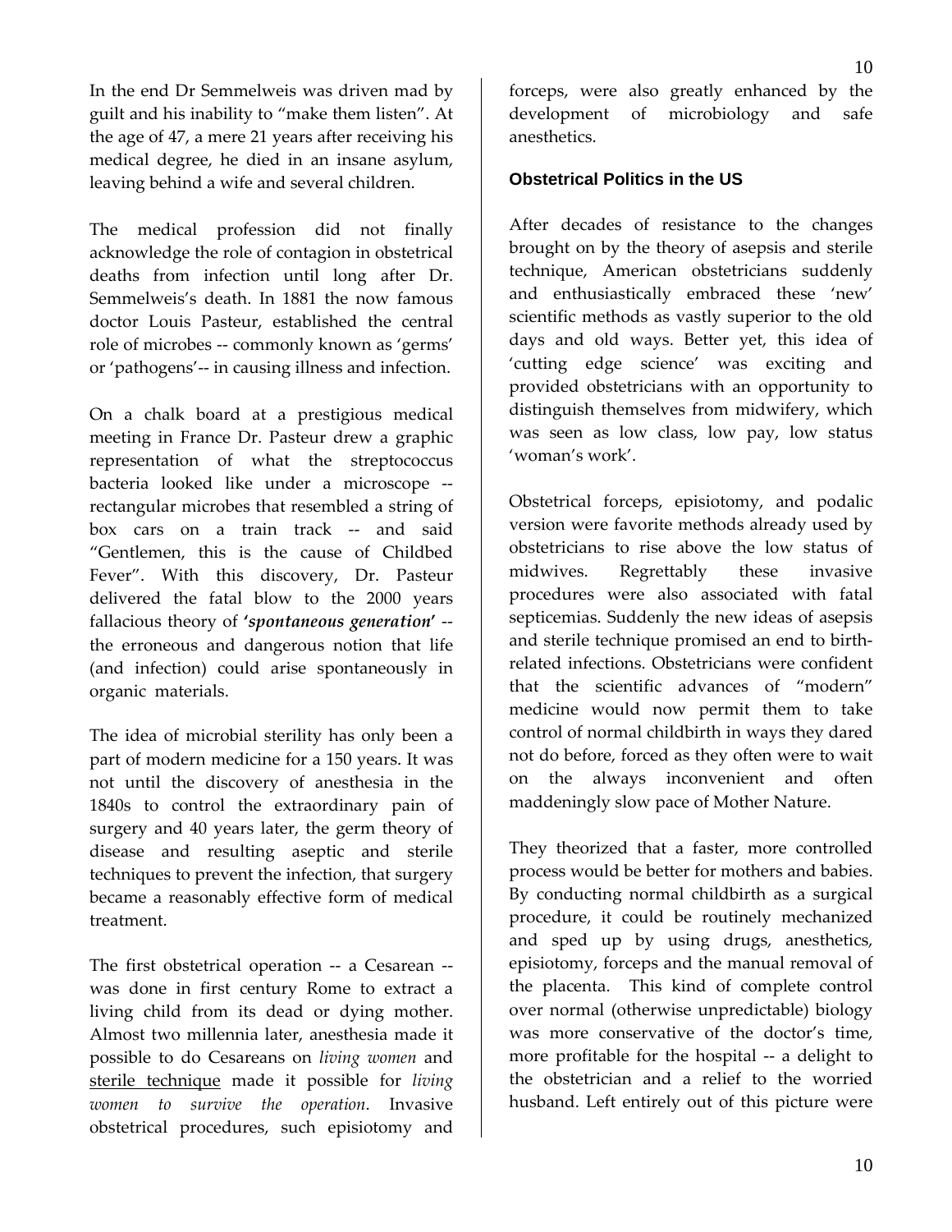In the end Dr Semmelweis was driven mad by guilt and his inability to "make them listen". At the age of 47, a mere 21 years after receiving his medical degree, he died in an insane asylum, leaving behind a wife and several children.

The medical profession did not finally acknowledge the role of contagion in obstetrical deaths from infection until long after Dr. Semmelweis's death. In 1881 the now famous doctor Louis Pasteur, established the central role of microbes -- commonly known as 'germs' or 'pathogens'-- in causing illness and infection.

On a chalk board at a prestigious medical meeting in France Dr. Pasteur drew a graphic representation of what the streptococcus bacteria looked like under a microscope -- rectangular microbes that resembled a string of box cars on a train track -- and said "Gentlemen, this is the cause of Childbed Fever". With this discovery, Dr. Pasteur delivered the fatal blow to the 2000 years fallacious theory of ***'spontaneous generation'*** -- the erroneous and dangerous notion that life (and infection) could arise spontaneously in organic materials.

The idea of microbial sterility has only been a part of modern medicine for a 150 years. It was not until the discovery of anesthesia in the 1840s to control the extraordinary pain of surgery and 40 years later, the germ theory of disease and resulting aseptic and sterile techniques to prevent the infection, that surgery became a reasonably effective form of medical treatment.

The first obstetrical operation -- a Cesarean -- was done in first century Rome to extract a living child from its dead or dying mother. Almost two millennia later, anesthesia made it possible to do Cesareans on *living women* and <u>sterile technique</u> made it possible for *living women to survive the operation*. Invasive obstetrical procedures, such episiotomy and forceps, were also greatly enhanced by the development of microbiology and safe anesthetics.

### Obstetrical Politics in the US

After decades of resistance to the changes brought on by the theory of asepsis and sterile technique, American obstetricians suddenly and enthusiastically embraced these 'new' scientific methods as vastly superior to the old days and old ways. Better yet, this idea of 'cutting edge science' was exciting and provided obstetricians with an opportunity to distinguish themselves from midwifery, which was seen as low class, low pay, low status 'woman's work'.

Obstetrical forceps, episiotomy, and podalic version were favorite methods already used by obstetricians to rise above the low status of midwives. Regrettably these invasive procedures were also associated with fatal septicemias. Suddenly the new ideas of asepsis and sterile technique promised an end to birth-related infections. Obstetricians were confident that the scientific advances of "modern" medicine would now permit them to take control of normal childbirth in ways they dared not do before, forced as they often were to wait on the always inconvenient and often maddeningly slow pace of Mother Nature.

They theorized that a faster, more controlled process would be better for mothers and babies. By conducting normal childbirth as a surgical procedure, it could be routinely mechanized and sped up by using drugs, anesthetics, episiotomy, forceps and the manual removal of the placenta. This kind of complete control over normal (otherwise unpredictable) biology was more conservative of the doctor's time, more profitable for the hospital -- a delight to the obstetrician and a relief to the worried husband. Left entirely out of this picture were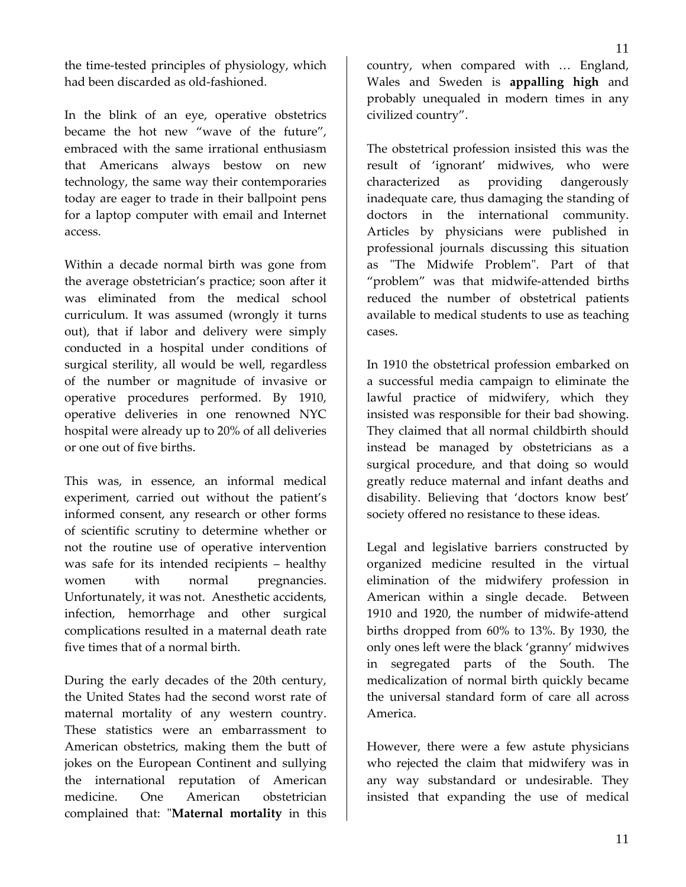the time-tested principles of physiology, which had been discarded as old-fashioned.

In the blink of an eye, operative obstetrics became the hot new "wave of the future", embraced with the same irrational enthusiasm that Americans always bestow on new technology, the same way their contemporaries today are eager to trade in their ballpoint pens for a laptop computer with email and Internet access.

Within a decade normal birth was gone from the average obstetrician's practice; soon after it was eliminated from the medical school curriculum. It was assumed (wrongly it turns out), that if labor and delivery were simply conducted in a hospital under conditions of surgical sterility, all would be well, regardless of the number or magnitude of invasive or operative procedures performed. By 1910, operative deliveries in one renowned NYC hospital were already up to 20% of all deliveries or one out of five births.

This was, in essence, an informal medical experiment, carried out without the patient's informed consent, any research or other forms of scientific scrutiny to determine whether or not the routine use of operative intervention was safe for its intended recipients – healthy women with normal pregnancies. Unfortunately, it was not. Anesthetic accidents, infection, hemorrhage and other surgical complications resulted in a maternal death rate five times that of a normal birth.

During the early decades of the 20th century, the United States had the second worst rate of maternal mortality of any western country. These statistics were an embarrassment to American obstetrics, making them the butt of jokes on the European Continent and sullying the international reputation of American medicine. One American obstetrician complained that: "**Maternal mortality** in this country, when compared with … England, Wales and Sweden is **appalling high** and probably unequaled in modern times in any civilized country".

The obstetrical profession insisted this was the result of 'ignorant' midwives, who were characterized as providing dangerously inadequate care, thus damaging the standing of doctors in the international community. Articles by physicians were published in professional journals discussing this situation as "The Midwife Problem". Part of that "problem" was that midwife-attended births reduced the number of obstetrical patients available to medical students to use as teaching cases.

In 1910 the obstetrical profession embarked on a successful media campaign to eliminate the lawful practice of midwifery, which they insisted was responsible for their bad showing. They claimed that all normal childbirth should instead be managed by obstetricians as a surgical procedure, and that doing so would greatly reduce maternal and infant deaths and disability. Believing that 'doctors know best' society offered no resistance to these ideas.

Legal and legislative barriers constructed by organized medicine resulted in the virtual elimination of the midwifery profession in American within a single decade. Between 1910 and 1920, the number of midwife-attend births dropped from 60% to 13%. By 1930, the only ones left were the black 'granny' midwives in segregated parts of the South. The medicalization of normal birth quickly became the universal standard form of care all across America.

However, there were a few astute physicians who rejected the claim that midwifery was in any way substandard or undesirable. They insisted that expanding the use of medical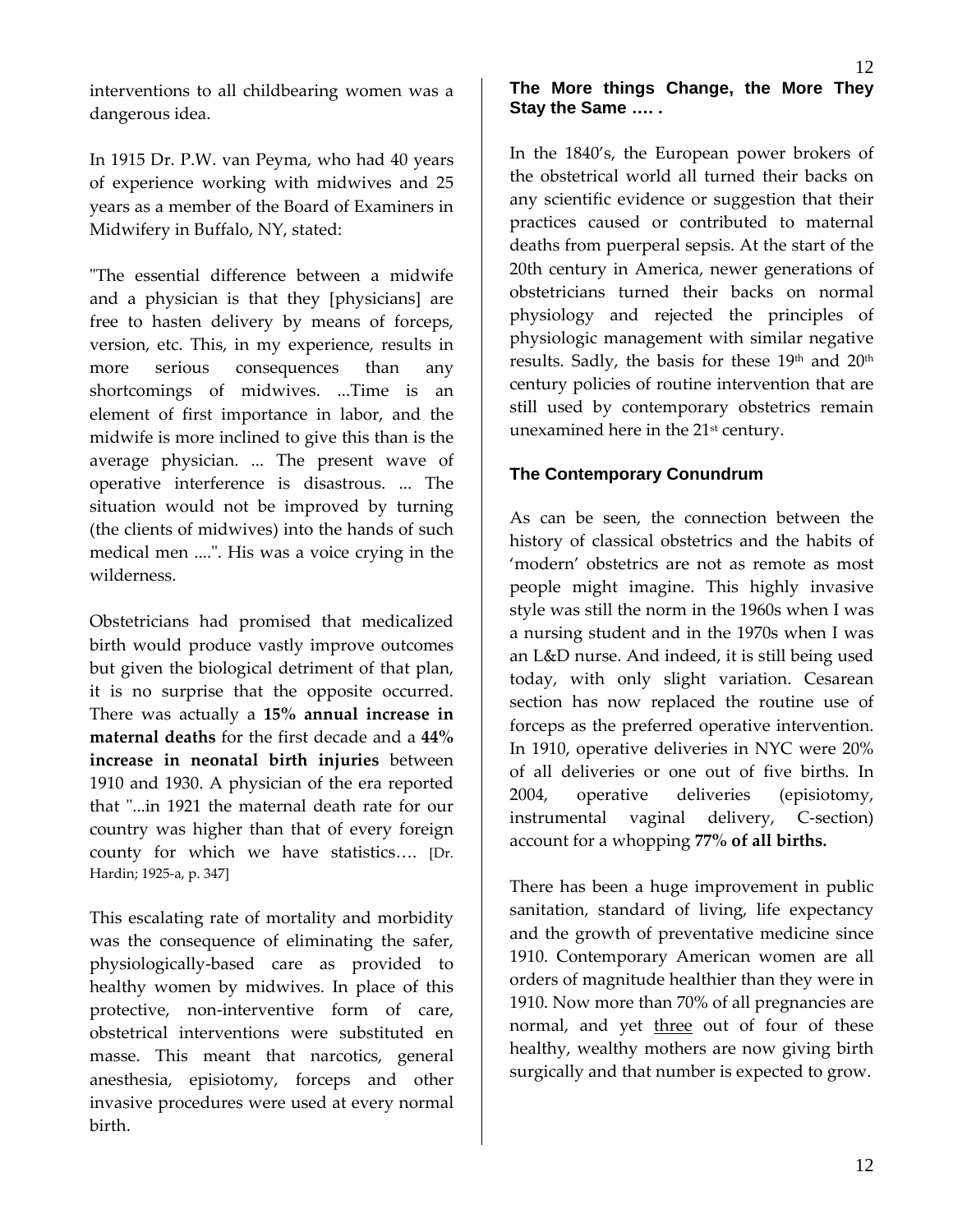interventions to all childbearing women was a dangerous idea.

In 1915 Dr. P.W. van Peyma, who had 40 years of experience working with midwives and 25 years as a member of the Board of Examiners in Midwifery in Buffalo, NY, stated:

"The essential difference between a midwife and a physician is that they [physicians] are free to hasten delivery by means of forceps, version, etc. This, in my experience, results in more serious consequences than any shortcomings of midwives. ...Time is an element of first importance in labor, and the midwife is more inclined to give this than is the average physician. ... The present wave of operative interference is disastrous. ... The situation would not be improved by turning (the clients of midwives) into the hands of such medical men ....". His was a voice crying in the wilderness.

Obstetricians had promised that medicalized birth would produce vastly improve outcomes but given the biological detriment of that plan, it is no surprise that the opposite occurred. There was actually a **15% annual increase in maternal deaths** for the first decade and a **44% increase in neonatal birth injuries** between 1910 and 1930. A physician of the era reported that "...in 1921 the maternal death rate for our country was higher than that of every foreign county for which we have statistics…. [Dr. Hardin; 1925-a, p. 347]

This escalating rate of mortality and morbidity was the consequence of eliminating the safer, physiologically-based care as provided to healthy women by midwives. In place of this protective, non-interventive form of care, obstetrical interventions were substituted en masse. This meant that narcotics, general anesthesia, episiotomy, forceps and other invasive procedures were used at every normal birth.

### The More things Change, the More They Stay the Same …. .

In the 1840's, the European power brokers of the obstetrical world all turned their backs on any scientific evidence or suggestion that their practices caused or contributed to maternal deaths from puerperal sepsis. At the start of the 20th century in America, newer generations of obstetricians turned their backs on normal physiology and rejected the principles of physiologic management with similar negative results. Sadly, the basis for these 19th and 20th century policies of routine intervention that are still used by contemporary obstetrics remain unexamined here in the 21st century.

### The Contemporary Conundrum

As can be seen, the connection between the history of classical obstetrics and the habits of 'modern' obstetrics are not as remote as most people might imagine. This highly invasive style was still the norm in the 1960s when I was a nursing student and in the 1970s when I was an L&D nurse. And indeed, it is still being used today, with only slight variation. Cesarean section has now replaced the routine use of forceps as the preferred operative intervention. In 1910, operative deliveries in NYC were 20% of all deliveries or one out of five births. In 2004, operative deliveries (episiotomy, instrumental vaginal delivery, C-section) account for a whopping **77% of all births.**

There has been a huge improvement in public sanitation, standard of living, life expectancy and the growth of preventative medicine since 1910. Contemporary American women are all orders of magnitude healthier than they were in 1910. Now more than 70% of all pregnancies are normal, and yet <u>three</u> out of four of these healthy, wealthy mothers are now giving birth surgically and that number is expected to grow.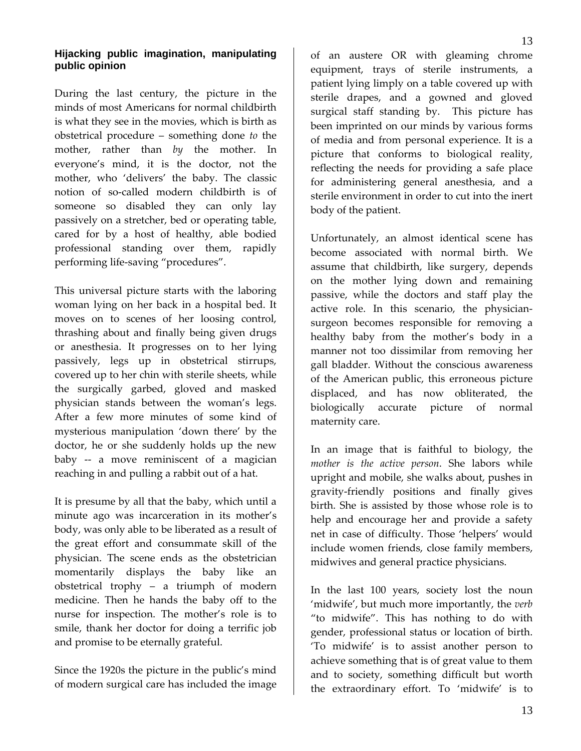## Hijacking public imagination, manipulating public opinion

During the last century, the picture in the minds of most Americans for normal childbirth is what they see in the movies, which is birth as obstetrical procedure – something done *to* the mother, rather than *by* the mother. In everyone's mind, it is the doctor, not the mother, who 'delivers' the baby. The classic notion of so-called modern childbirth is of someone so disabled they can only lay passively on a stretcher, bed or operating table, cared for by a host of healthy, able bodied professional standing over them, rapidly performing life-saving "procedures".

This universal picture starts with the laboring woman lying on her back in a hospital bed. It moves on to scenes of her loosing control, thrashing about and finally being given drugs or anesthesia. It progresses on to her lying passively, legs up in obstetrical stirrups, covered up to her chin with sterile sheets, while the surgically garbed, gloved and masked physician stands between the woman's legs. After a few more minutes of some kind of mysterious manipulation 'down there' by the doctor, he or she suddenly holds up the new baby -- a move reminiscent of a magician reaching in and pulling a rabbit out of a hat.

It is presume by all that the baby, which until a minute ago was incarceration in its mother's body, was only able to be liberated as a result of the great effort and consummate skill of the physician. The scene ends as the obstetrician momentarily displays the baby like an obstetrical trophy – a triumph of modern medicine. Then he hands the baby off to the nurse for inspection. The mother's role is to smile, thank her doctor for doing a terrific job and promise to be eternally grateful.

Since the 1920s the picture in the public's mind of modern surgical care has included the image of an austere OR with gleaming chrome equipment, trays of sterile instruments, a patient lying limply on a table covered up with sterile drapes, and a gowned and gloved surgical staff standing by. This picture has been imprinted on our minds by various forms of media and from personal experience. It is a picture that conforms to biological reality, reflecting the needs for providing a safe place for administering general anesthesia, and a sterile environment in order to cut into the inert body of the patient.

Unfortunately, an almost identical scene has become associated with normal birth. We assume that childbirth, like surgery, depends on the mother lying down and remaining passive, while the doctors and staff play the active role. In this scenario, the physician-surgeon becomes responsible for removing a healthy baby from the mother's body in a manner not too dissimilar from removing her gall bladder. Without the conscious awareness of the American public, this erroneous picture displaced, and has now obliterated, the biologically accurate picture of normal maternity care.

In an image that is faithful to biology, the *mother is the active person*. She labors while upright and mobile, she walks about, pushes in gravity-friendly positions and finally gives birth. She is assisted by those whose role is to help and encourage her and provide a safety net in case of difficulty. Those 'helpers' would include women friends, close family members, midwives and general practice physicians.

In the last 100 years, society lost the noun 'midwife', but much more importantly, the *verb* "to midwife". This has nothing to do with gender, professional status or location of birth. 'To midwife' is to assist another person to achieve something that is of great value to them and to society, something difficult but worth the extraordinary effort. To 'midwife' is to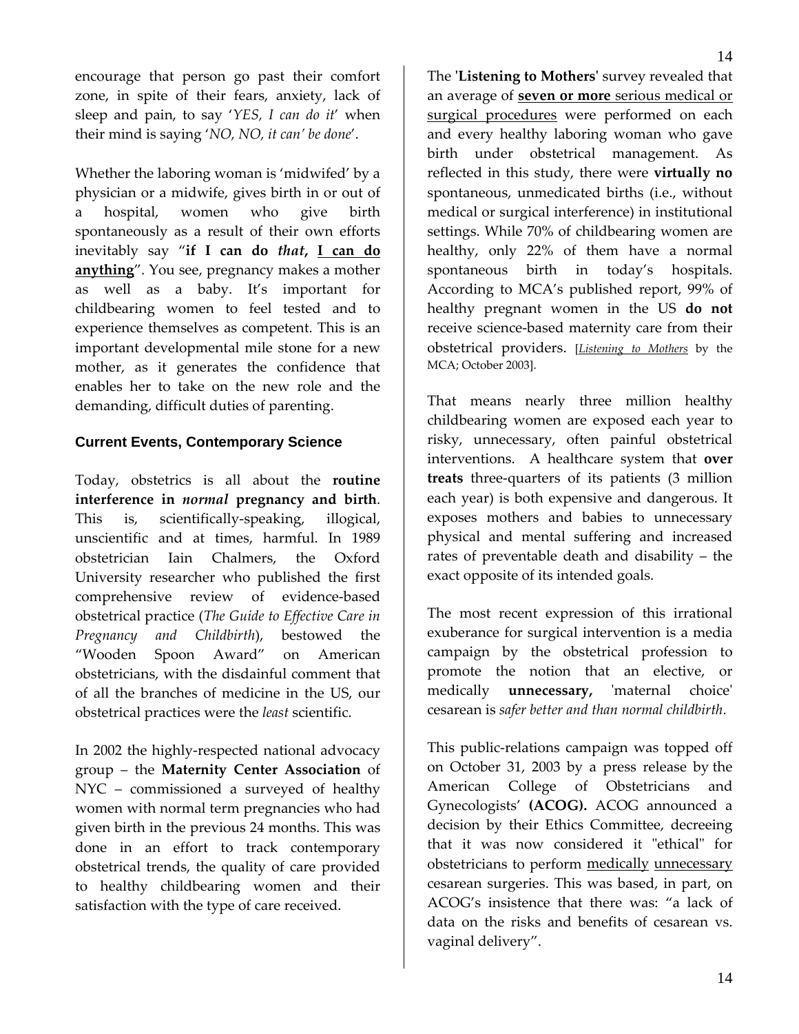encourage that person go past their comfort zone, in spite of their fears, anxiety, lack of sleep and pain, to say '*YES, I can do it*' when their mind is saying '*NO, NO, it can' be done*'.

Whether the laboring woman is 'midwifed' by a physician or a midwife, gives birth in or out of a hospital, women who give birth spontaneously as a result of their own efforts inevitably say "**if I can do *that*, <u>I can do anything</u>**". You see, pregnancy makes a mother as well as a baby. It's important for childbearing women to feel tested and to experience themselves as competent. This is an important developmental mile stone for a new mother, as it generates the confidence that enables her to take on the new role and the demanding, difficult duties of parenting.

### Current Events, Contemporary Science

Today, obstetrics is all about the **routine interference in *normal* pregnancy and birth**. This is, scientifically-speaking, illogical, unscientific and at times, harmful. In 1989 obstetrician Iain Chalmers, the Oxford University researcher who published the first comprehensive review of evidence-based obstetrical practice (*The Guide to Effective Care in Pregnancy and Childbirth*), bestowed the "Wooden Spoon Award" on American obstetricians, with the disdainful comment that of all the branches of medicine in the US, our obstetrical practices were the *least* scientific.

In 2002 the highly-respected national advocacy group – the **Maternity Center Association** of NYC – commissioned a surveyed of healthy women with normal term pregnancies who had given birth in the previous 24 months. This was done in an effort to track contemporary obstetrical trends, the quality of care provided to healthy childbearing women and their satisfaction with the type of care received.

The '**Listening to Mothers**' survey revealed that an average of <u>**seven or more** serious medical or surgical procedures</u> were performed on each and every healthy laboring woman who gave birth under obstetrical management. As reflected in this study, there were **virtually no** spontaneous, unmedicated births (i.e., without medical or surgical interference) in institutional settings. While 70% of childbearing women are healthy, only 22% of them have a normal spontaneous birth in today's hospitals. According to MCA's published report, 99% of healthy pregnant women in the US **do not** receive science-based maternity care from their obstetrical providers. [*<u>Listening to Mothers</u>* by the MCA; October 2003].

That means nearly three million healthy childbearing women are exposed each year to risky, unnecessary, often painful obstetrical interventions. A healthcare system that **over treats** three-quarters of its patients (3 million each year) is both expensive and dangerous. It exposes mothers and babies to unnecessary physical and mental suffering and increased rates of preventable death and disability – the exact opposite of its intended goals.

The most recent expression of this irrational exuberance for surgical intervention is a media campaign by the obstetrical profession to promote the notion that an elective, or medically **unnecessary,** 'maternal choice' cesarean is *safer better and than normal childbirth*.

This public-relations campaign was topped off on October 31, 2003 by a press release by the American College of Obstetricians and Gynecologists' **(ACOG).** ACOG announced a decision by their Ethics Committee, decreeing that it was now considered it "ethical" for obstetricians to perform <u>medically</u> <u>unnecessary</u> cesarean surgeries. This was based, in part, on ACOG's insistence that there was: "a lack of data on the risks and benefits of cesarean vs. vaginal delivery".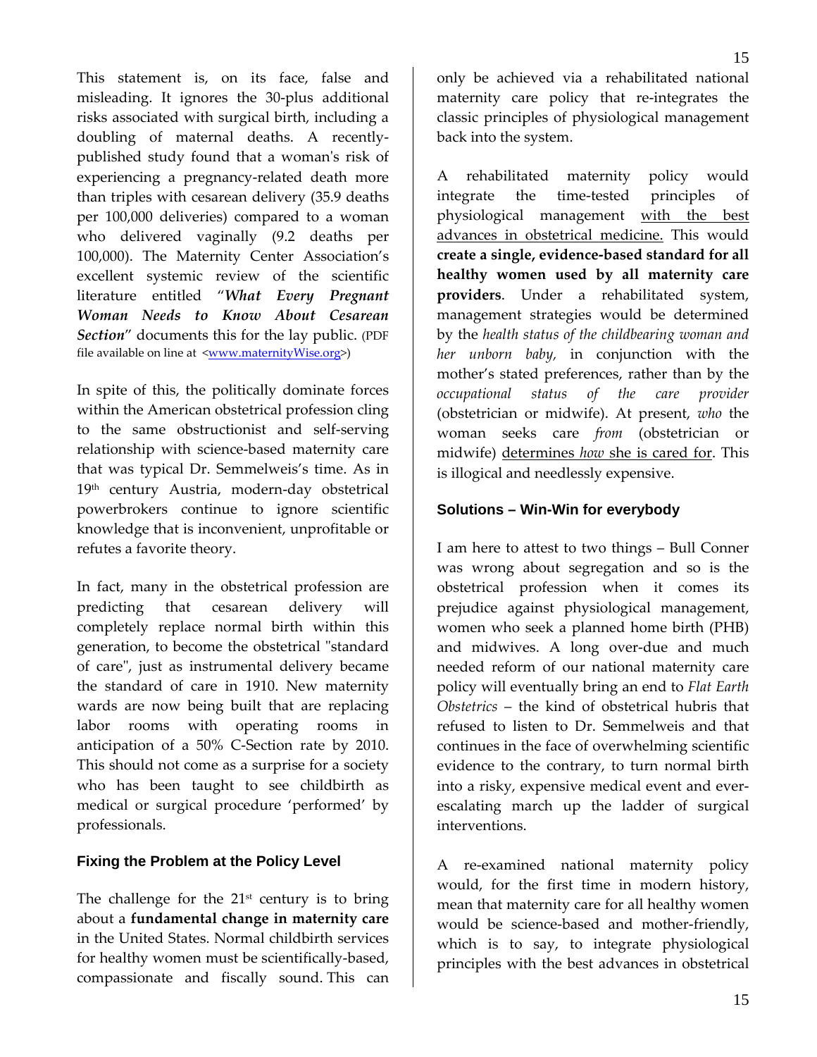This statement is, on its face, false and misleading. It ignores the 30-plus additional risks associated with surgical birth, including a doubling of maternal deaths. A recently-published study found that a woman's risk of experiencing a pregnancy-related death more than triples with cesarean delivery (35.9 deaths per 100,000 deliveries) compared to a woman who delivered vaginally (9.2 deaths per 100,000). The Maternity Center Association's excellent systemic review of the scientific literature entitled "***What Every Pregnant Woman Needs to Know About Cesarean Section***" documents this for the lay public. (PDF file available on line at <www.maternityWise.org>)

In spite of this, the politically dominate forces within the American obstetrical profession cling to the same obstructionist and self-serving relationship with science-based maternity care that was typical Dr. Semmelweis's time. As in 19th century Austria, modern-day obstetrical powerbrokers continue to ignore scientific knowledge that is inconvenient, unprofitable or refutes a favorite theory.

In fact, many in the obstetrical profession are predicting that cesarean delivery will completely replace normal birth within this generation, to become the obstetrical "standard of care", just as instrumental delivery became the standard of care in 1910. New maternity wards are now being built that are replacing labor rooms with operating rooms in anticipation of a 50% C-Section rate by 2010. This should not come as a surprise for a society who has been taught to see childbirth as medical or surgical procedure 'performed' by professionals.

### Fixing the Problem at the Policy Level

The challenge for the 21st century is to bring about a **fundamental change in maternity care** in the United States. Normal childbirth services for healthy women must be scientifically-based, compassionate and fiscally sound. This can only be achieved via a rehabilitated national maternity care policy that re-integrates the classic principles of physiological management back into the system.

A rehabilitated maternity policy would integrate the time-tested principles of physiological management with the best advances in obstetrical medicine. This would **create a single, evidence-based standard for all healthy women used by all maternity care providers**. Under a rehabilitated system, management strategies would be determined by the *health status of the childbearing woman and her unborn baby,* in conjunction with the mother's stated preferences, rather than by the *occupational status of the care provider* (obstetrician or midwife). At present, *who* the woman seeks care *from* (obstetrician or midwife) determines *how* she is cared for. This is illogical and needlessly expensive.

### Solutions – Win-Win for everybody

I am here to attest to two things – Bull Conner was wrong about segregation and so is the obstetrical profession when it comes its prejudice against physiological management, women who seek a planned home birth (PHB) and midwives. A long over-due and much needed reform of our national maternity care policy will eventually bring an end to *Flat Earth Obstetrics* – the kind of obstetrical hubris that refused to listen to Dr. Semmelweis and that continues in the face of overwhelming scientific evidence to the contrary, to turn normal birth into a risky, expensive medical event and ever-escalating march up the ladder of surgical interventions.

A re-examined national maternity policy would, for the first time in modern history, mean that maternity care for all healthy women would be science-based and mother-friendly, which is to say, to integrate physiological principles with the best advances in obstetrical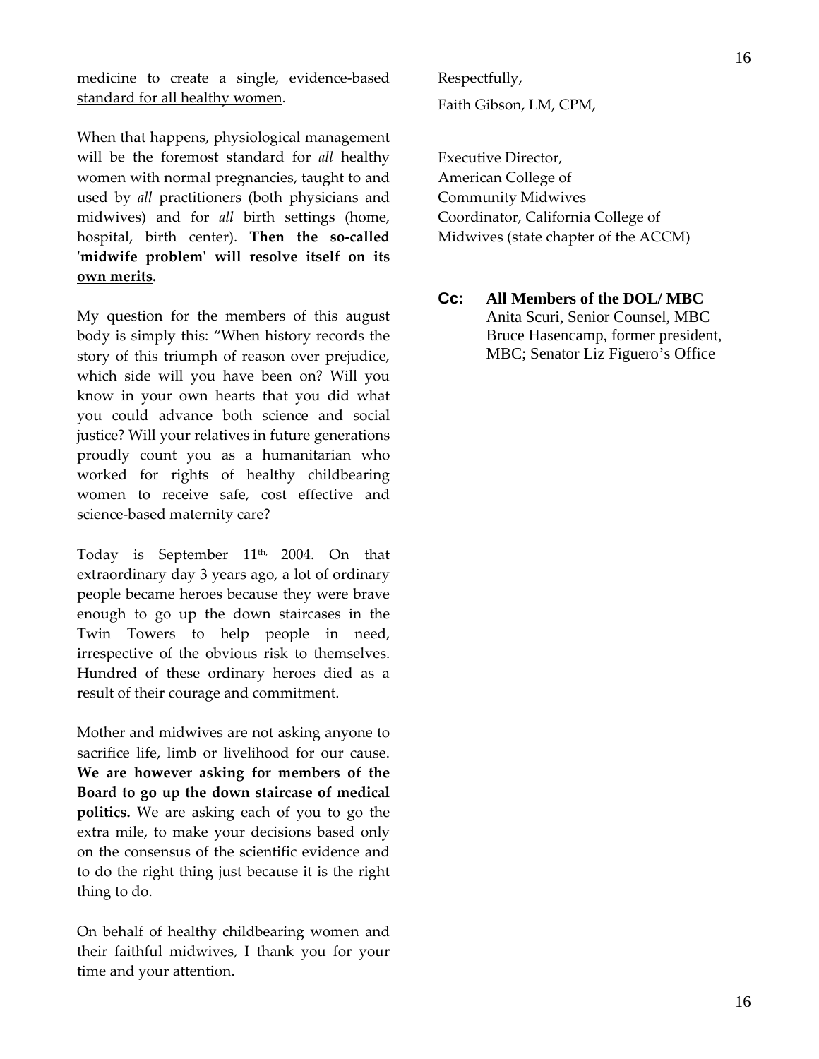medicine to <u>create a single, evidence-based standard for all healthy women</u>.

When that happens, physiological management will be the foremost standard for *all* healthy women with normal pregnancies, taught to and used by *all* practitioners (both physicians and midwives) and for *all* birth settings (home, hospital, birth center). **Then the so-called 'midwife problem' will resolve itself on its <u>own merits</u>.**

My question for the members of this august body is simply this: "When history records the story of this triumph of reason over prejudice, which side will you have been on? Will you know in your own hearts that you did what you could advance both science and social justice? Will your relatives in future generations proudly count you as a humanitarian who worked for rights of healthy childbearing women to receive safe, cost effective and science-based maternity care?

Today is September 11th, 2004. On that extraordinary day 3 years ago, a lot of ordinary people became heroes because they were brave enough to go up the down staircases in the Twin Towers to help people in need, irrespective of the obvious risk to themselves. Hundred of these ordinary heroes died as a result of their courage and commitment.

Mother and midwives are not asking anyone to sacrifice life, limb or livelihood for our cause. **We are however asking for members of the Board to go up the down staircase of medical politics.** We are asking each of you to go the extra mile, to make your decisions based only on the consensus of the scientific evidence and to do the right thing just because it is the right thing to do.

On behalf of healthy childbearing women and their faithful midwives, I thank you for your time and your attention.

Respectfully,

Faith Gibson, LM, CPM,

Executive Director,
American College of
Community Midwives
Coordinator, California College of
Midwives (state chapter of the ACCM)

**Cc: All Members of the DOL/ MBC**
Anita Scuri, Senior Counsel, MBC
Bruce Hasencamp, former president, MBC; Senator Liz Figuero's Office